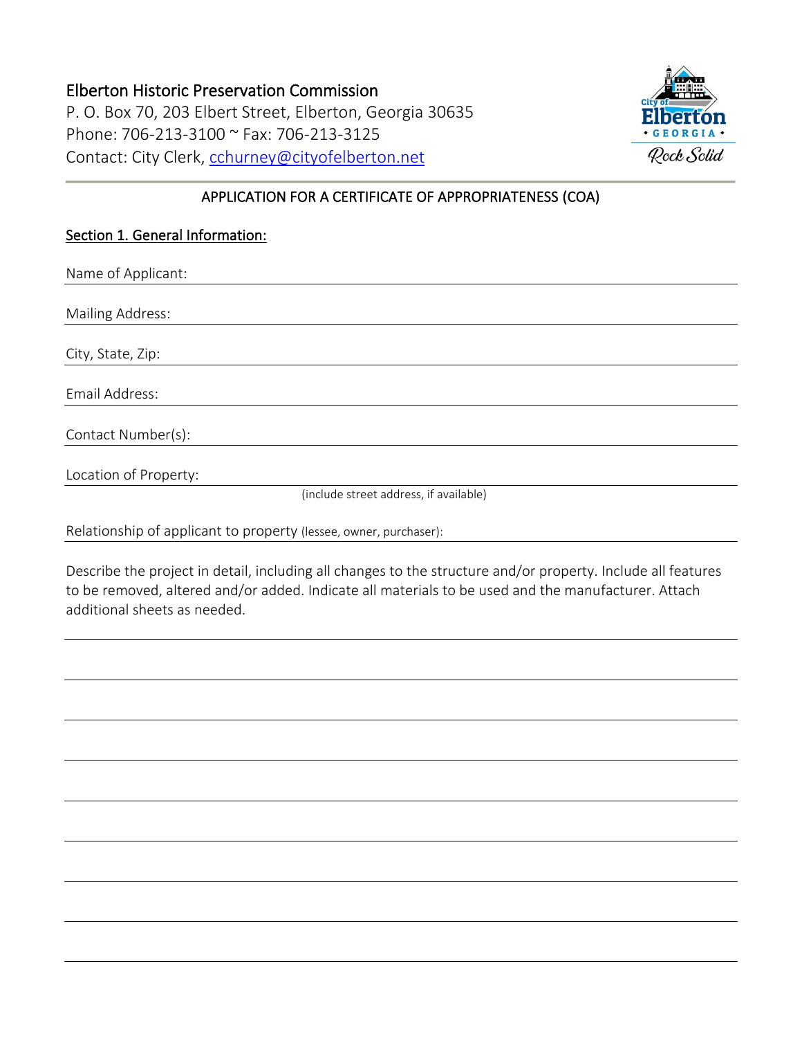Elberton Historic Preservation Commission
P. O. Box 70, 203 Elbert Street, Elberton, Georgia 30635
Phone: 706-213-3100 ~ Fax: 706-213-3125
Contact: City Clerk, cchurney@cityofelberton.net

City of Elberton • GEORGIA • Rock Solid

## APPLICATION FOR A CERTIFICATE OF APPROPRIATENESS (COA)

### Section 1. General Information:

Name of Applicant: ______________________________

Mailing Address: ______________________________

City, State, Zip: ______________________________

Email Address: ______________________________

Contact Number(s): ______________________________

Location of Property: ______________________________
(include street address, if available)

Relationship of applicant to property (lessee, owner, purchaser): ______________________________

Describe the project in detail, including all changes to the structure and/or property. Include all features to be removed, altered and/or added. Indicate all materials to be used and the manufacturer. Attach additional sheets as needed.

______________________________

______________________________

______________________________

______________________________

______________________________

______________________________

______________________________

______________________________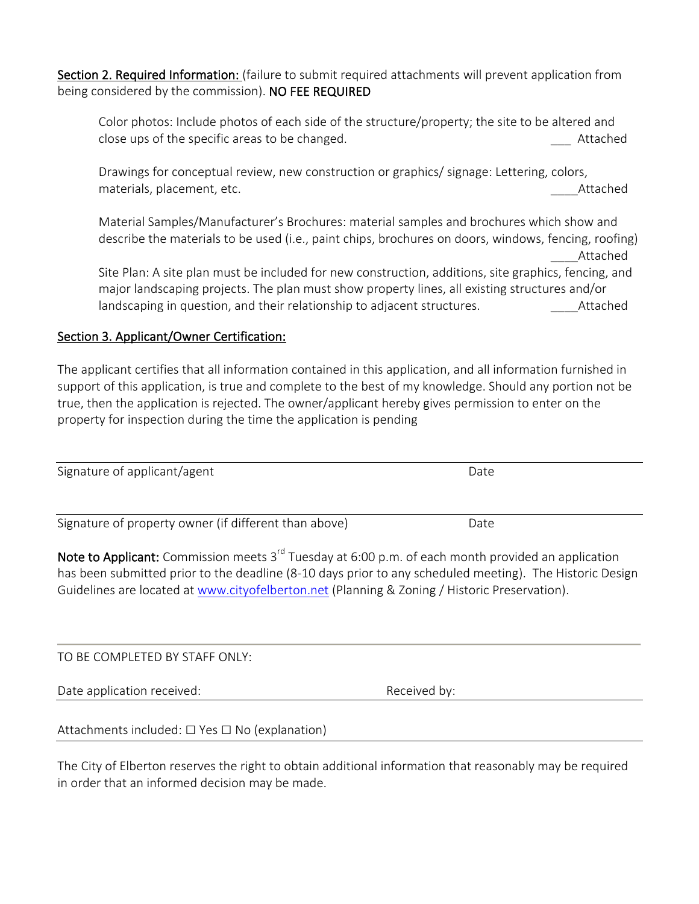**Section 2. Required Information:** (failure to submit required attachments will prevent application from being considered by the commission). **NO FEE REQUIRED**

Color photos: Include photos of each side of the structure/property; the site to be altered and close ups of the specific areas to be changed. ___ Attached

Drawings for conceptual review, new construction or graphics/ signage: Lettering, colors, materials, placement, etc. ____Attached

Material Samples/Manufacturer's Brochures: material samples and brochures which show and describe the materials to be used (i.e., paint chips, brochures on doors, windows, fencing, roofing) ____Attached

Site Plan: A site plan must be included for new construction, additions, site graphics, fencing, and major landscaping projects. The plan must show property lines, all existing structures and/or landscaping in question, and their relationship to adjacent structures. ____Attached

**Section 3. Applicant/Owner Certification:**

The applicant certifies that all information contained in this application, and all information furnished in support of this application, is true and complete to the best of my knowledge. Should any portion not be true, then the application is rejected. The owner/applicant hereby gives permission to enter on the property for inspection during the time the application is pending

______________________________________________

Signature of applicant/agent Date

______________________________________________

Signature of property owner (if different than above) Date

**Note to Applicant:** Commission meets 3rd Tuesday at 6:00 p.m. of each month provided an application has been submitted prior to the deadline (8-10 days prior to any scheduled meeting). The Historic Design Guidelines are located at www.cityofelberton.net (Planning & Zoning / Historic Preservation).

---

TO BE COMPLETED BY STAFF ONLY:

Date application received: Received by:

Attachments included: ☐ Yes ☐ No (explanation)

The City of Elberton reserves the right to obtain additional information that reasonably may be required in order that an informed decision may be made.